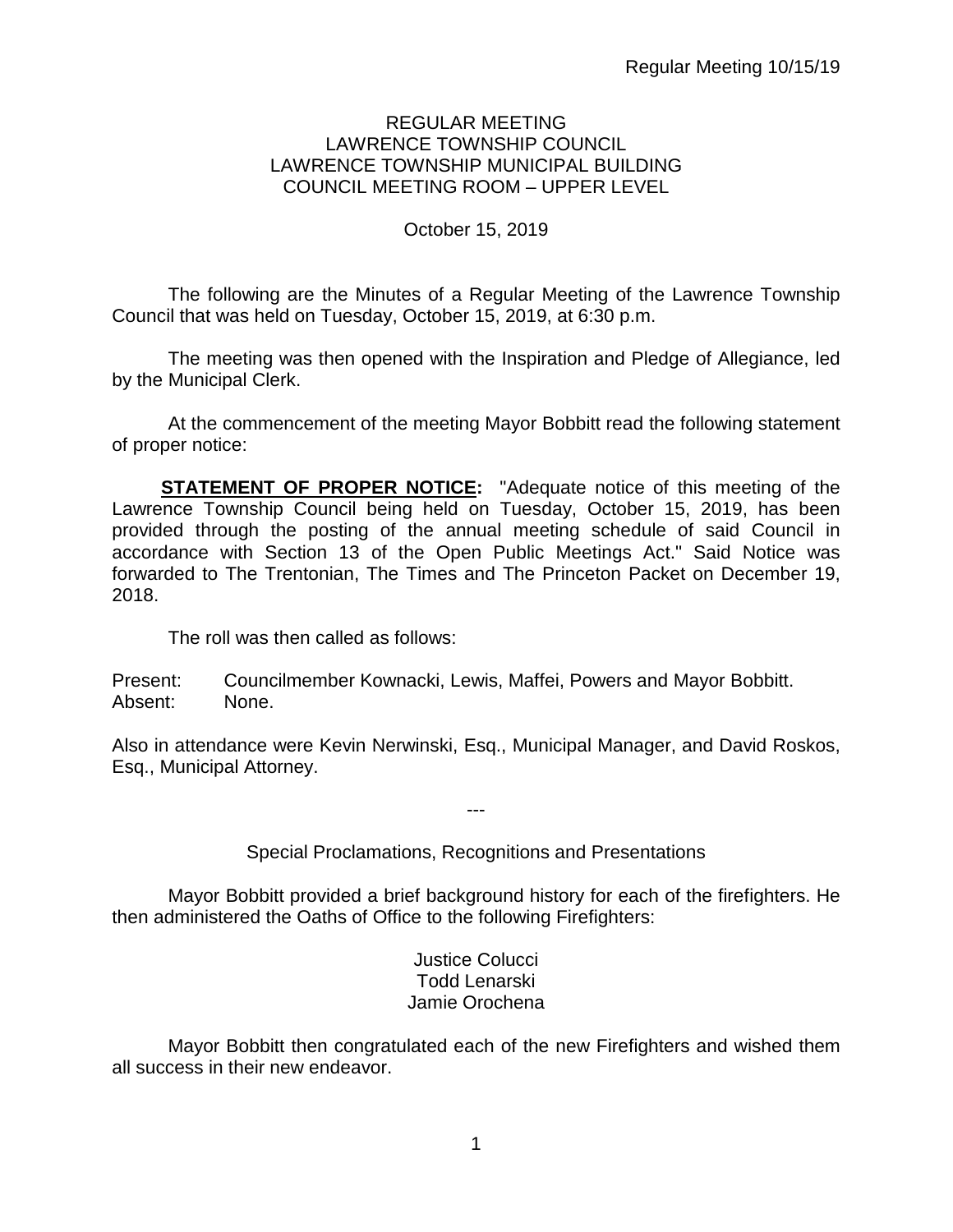REGULAR MEETING
LAWRENCE TOWNSHIP COUNCIL
LAWRENCE TOWNSHIP MUNICIPAL BUILDING
COUNCIL MEETING ROOM – UPPER LEVEL

October 15, 2019

The following are the Minutes of a Regular Meeting of the Lawrence Township Council that was held on Tuesday, October 15, 2019, at 6:30 p.m.

The meeting was then opened with the Inspiration and Pledge of Allegiance, led by the Municipal Clerk.

At the commencement of the meeting Mayor Bobbitt read the following statement of proper notice:

**STATEMENT OF PROPER NOTICE:** "Adequate notice of this meeting of the Lawrence Township Council being held on Tuesday, October 15, 2019, has been provided through the posting of the annual meeting schedule of said Council in accordance with Section 13 of the Open Public Meetings Act." Said Notice was forwarded to The Trentonian, The Times and The Princeton Packet on December 19, 2018.

The roll was then called as follows:

Present: Councilmember Kownacki, Lewis, Maffei, Powers and Mayor Bobbitt.
Absent: None.

Also in attendance were Kevin Nerwinski, Esq., Municipal Manager, and David Roskos, Esq., Municipal Attorney.

---

Special Proclamations, Recognitions and Presentations

Mayor Bobbitt provided a brief background history for each of the firefighters. He then administered the Oaths of Office to the following Firefighters:

Justice Colucci
Todd Lenarski
Jamie Orochena

Mayor Bobbitt then congratulated each of the new Firefighters and wished them all success in their new endeavor.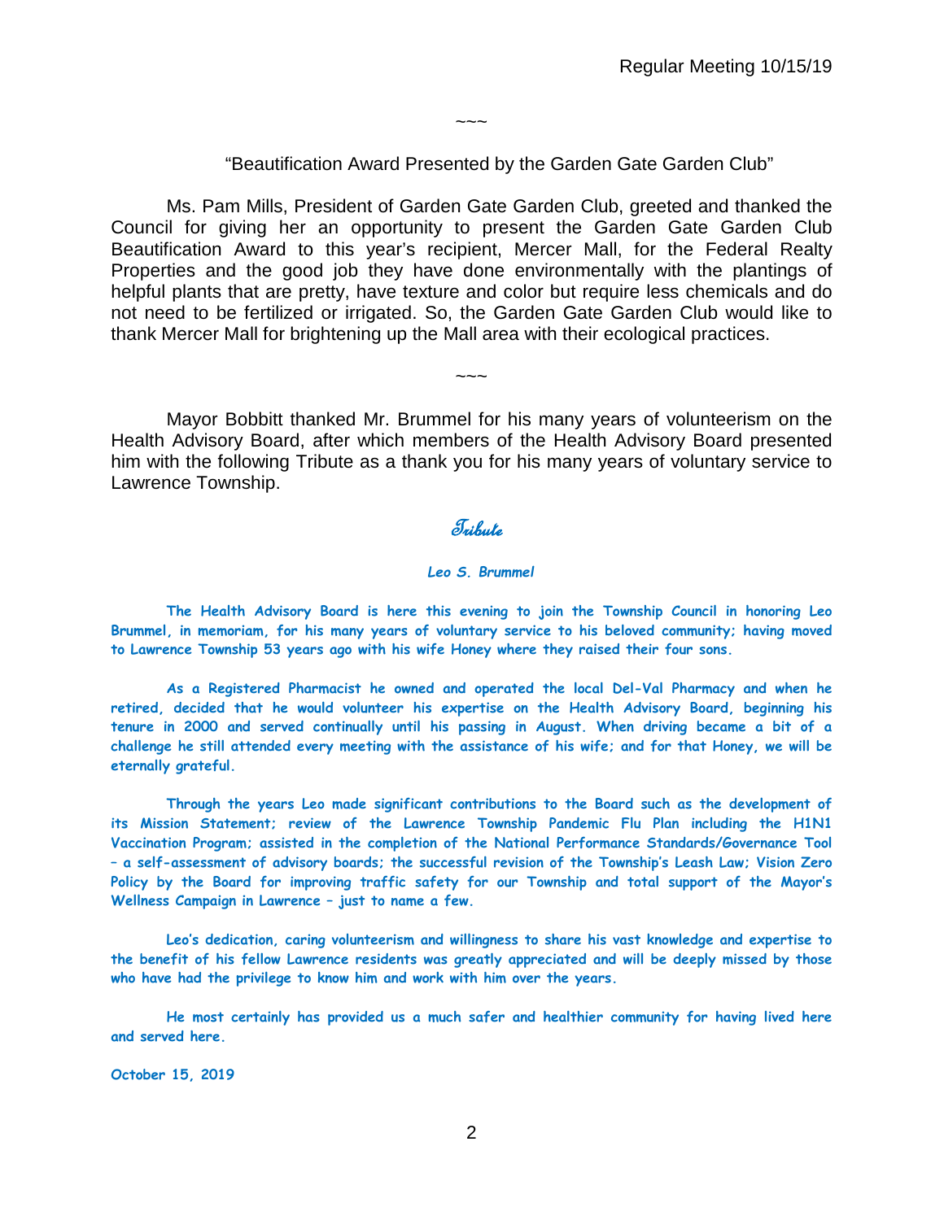~~~

"Beautification Award Presented by the Garden Gate Garden Club"

Ms. Pam Mills, President of Garden Gate Garden Club, greeted and thanked the Council for giving her an opportunity to present the Garden Gate Garden Club Beautification Award to this year's recipient, Mercer Mall, for the Federal Realty Properties and the good job they have done environmentally with the plantings of helpful plants that are pretty, have texture and color but require less chemicals and do not need to be fertilized or irrigated. So, the Garden Gate Garden Club would like to thank Mercer Mall for brightening up the Mall area with their ecological practices.

~~~

Mayor Bobbitt thanked Mr. Brummel for his many years of volunteerism on the Health Advisory Board, after which members of the Health Advisory Board presented him with the following Tribute as a thank you for his many years of voluntary service to Lawrence Township.

## Tribute

***Leo S. Brummel***

**The Health Advisory Board is here this evening to join the Township Council in honoring Leo Brummel, in memoriam, for his many years of voluntary service to his beloved community; having moved to Lawrence Township 53 years ago with his wife Honey where they raised their four sons.**

**As a Registered Pharmacist he owned and operated the local Del-Val Pharmacy and when he retired, decided that he would volunteer his expertise on the Health Advisory Board, beginning his tenure in 2000 and served continually until his passing in August. When driving became a bit of a challenge he still attended every meeting with the assistance of his wife; and for that Honey, we will be eternally grateful.**

**Through the years Leo made significant contributions to the Board such as the development of its Mission Statement; review of the Lawrence Township Pandemic Flu Plan including the H1N1 Vaccination Program; assisted in the completion of the National Performance Standards/Governance Tool – a self-assessment of advisory boards; the successful revision of the Township's Leash Law; Vision Zero Policy by the Board for improving traffic safety for our Township and total support of the Mayor's Wellness Campaign in Lawrence – just to name a few.**

**Leo's dedication, caring volunteerism and willingness to share his vast knowledge and expertise to the benefit of his fellow Lawrence residents was greatly appreciated and will be deeply missed by those who have had the privilege to know him and work with him over the years.**

**He most certainly has provided us a much safer and healthier community for having lived here and served here.**

**October 15, 2019**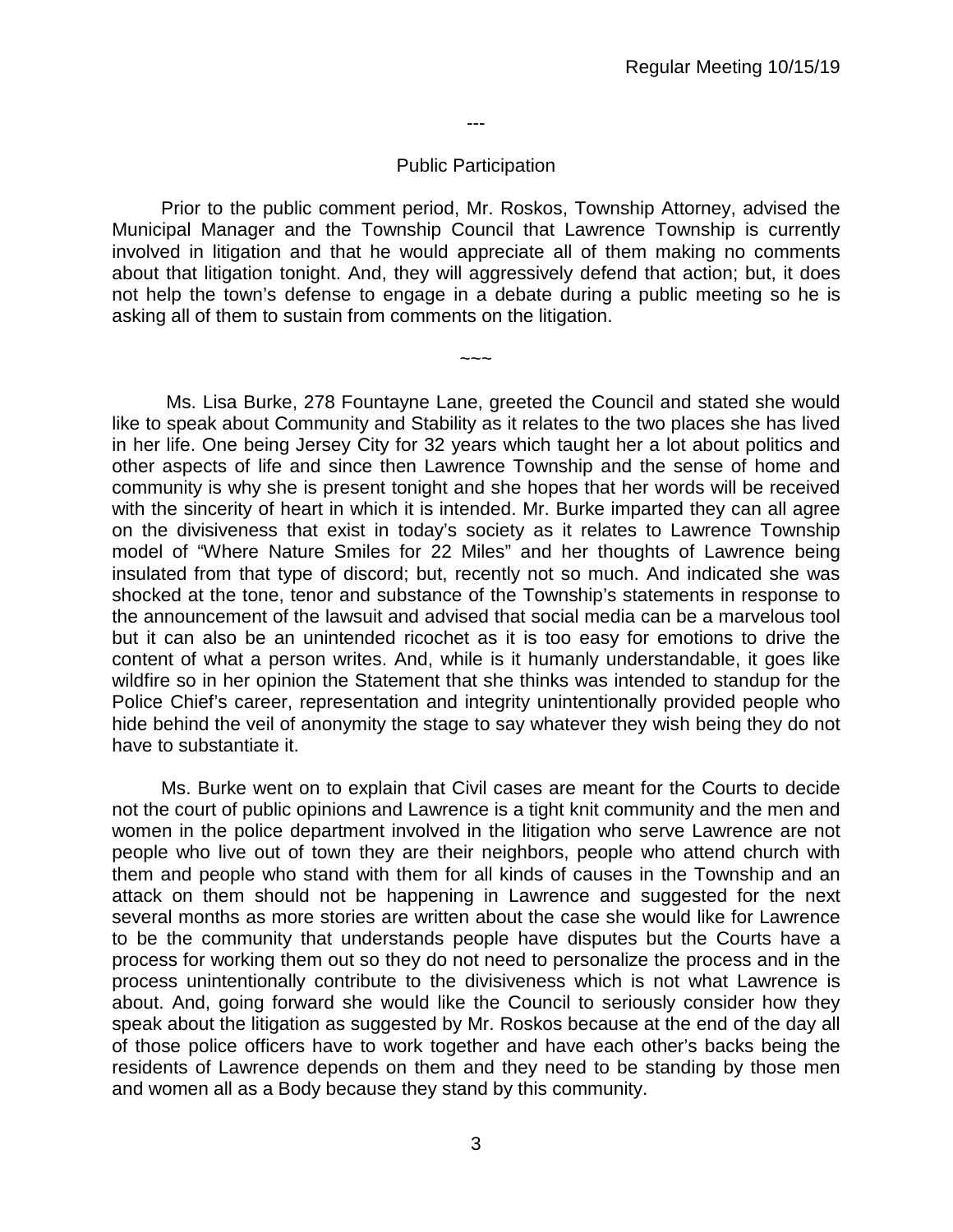---

## Public Participation

Prior to the public comment period, Mr. Roskos, Township Attorney, advised the Municipal Manager and the Township Council that Lawrence Township is currently involved in litigation and that he would appreciate all of them making no comments about that litigation tonight. And, they will aggressively defend that action; but, it does not help the town's defense to engage in a debate during a public meeting so he is asking all of them to sustain from comments on the litigation.

~~~

Ms. Lisa Burke, 278 Fountayne Lane, greeted the Council and stated she would like to speak about Community and Stability as it relates to the two places she has lived in her life. One being Jersey City for 32 years which taught her a lot about politics and other aspects of life and since then Lawrence Township and the sense of home and community is why she is present tonight and she hopes that her words will be received with the sincerity of heart in which it is intended. Mr. Burke imparted they can all agree on the divisiveness that exist in today's society as it relates to Lawrence Township model of "Where Nature Smiles for 22 Miles" and her thoughts of Lawrence being insulated from that type of discord; but, recently not so much. And indicated she was shocked at the tone, tenor and substance of the Township's statements in response to the announcement of the lawsuit and advised that social media can be a marvelous tool but it can also be an unintended ricochet as it is too easy for emotions to drive the content of what a person writes. And, while is it humanly understandable, it goes like wildfire so in her opinion the Statement that she thinks was intended to standup for the Police Chief's career, representation and integrity unintentionally provided people who hide behind the veil of anonymity the stage to say whatever they wish being they do not have to substantiate it.

Ms. Burke went on to explain that Civil cases are meant for the Courts to decide not the court of public opinions and Lawrence is a tight knit community and the men and women in the police department involved in the litigation who serve Lawrence are not people who live out of town they are their neighbors, people who attend church with them and people who stand with them for all kinds of causes in the Township and an attack on them should not be happening in Lawrence and suggested for the next several months as more stories are written about the case she would like for Lawrence to be the community that understands people have disputes but the Courts have a process for working them out so they do not need to personalize the process and in the process unintentionally contribute to the divisiveness which is not what Lawrence is about. And, going forward she would like the Council to seriously consider how they speak about the litigation as suggested by Mr. Roskos because at the end of the day all of those police officers have to work together and have each other's backs being the residents of Lawrence depends on them and they need to be standing by those men and women all as a Body because they stand by this community.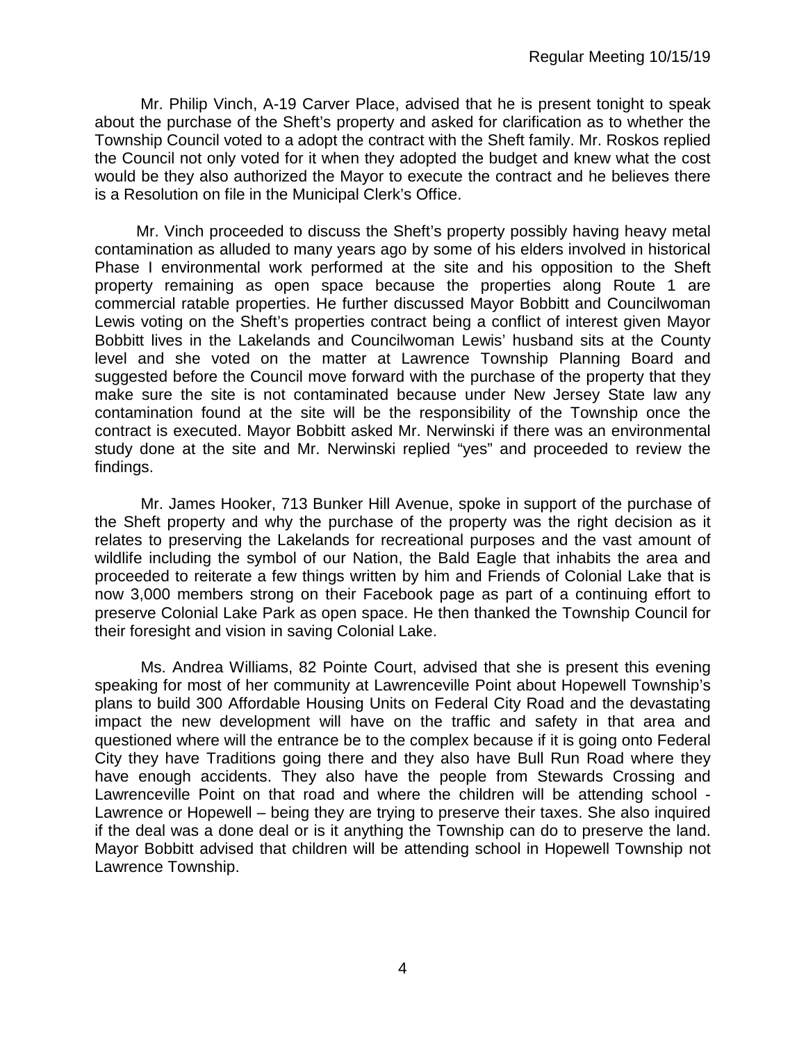Mr. Philip Vinch, A-19 Carver Place, advised that he is present tonight to speak about the purchase of the Sheft's property and asked for clarification as to whether the Township Council voted to a adopt the contract with the Sheft family. Mr. Roskos replied the Council not only voted for it when they adopted the budget and knew what the cost would be they also authorized the Mayor to execute the contract and he believes there is a Resolution on file in the Municipal Clerk's Office.

Mr. Vinch proceeded to discuss the Sheft's property possibly having heavy metal contamination as alluded to many years ago by some of his elders involved in historical Phase I environmental work performed at the site and his opposition to the Sheft property remaining as open space because the properties along Route 1 are commercial ratable properties. He further discussed Mayor Bobbitt and Councilwoman Lewis voting on the Sheft's properties contract being a conflict of interest given Mayor Bobbitt lives in the Lakelands and Councilwoman Lewis' husband sits at the County level and she voted on the matter at Lawrence Township Planning Board and suggested before the Council move forward with the purchase of the property that they make sure the site is not contaminated because under New Jersey State law any contamination found at the site will be the responsibility of the Township once the contract is executed. Mayor Bobbitt asked Mr. Nerwinski if there was an environmental study done at the site and Mr. Nerwinski replied "yes" and proceeded to review the findings.

Mr. James Hooker, 713 Bunker Hill Avenue, spoke in support of the purchase of the Sheft property and why the purchase of the property was the right decision as it relates to preserving the Lakelands for recreational purposes and the vast amount of wildlife including the symbol of our Nation, the Bald Eagle that inhabits the area and proceeded to reiterate a few things written by him and Friends of Colonial Lake that is now 3,000 members strong on their Facebook page as part of a continuing effort to preserve Colonial Lake Park as open space. He then thanked the Township Council for their foresight and vision in saving Colonial Lake.

Ms. Andrea Williams, 82 Pointe Court, advised that she is present this evening speaking for most of her community at Lawrenceville Point about Hopewell Township's plans to build 300 Affordable Housing Units on Federal City Road and the devastating impact the new development will have on the traffic and safety in that area and questioned where will the entrance be to the complex because if it is going onto Federal City they have Traditions going there and they also have Bull Run Road where they have enough accidents. They also have the people from Stewards Crossing and Lawrenceville Point on that road and where the children will be attending school - Lawrence or Hopewell – being they are trying to preserve their taxes. She also inquired if the deal was a done deal or is it anything the Township can do to preserve the land. Mayor Bobbitt advised that children will be attending school in Hopewell Township not Lawrence Township.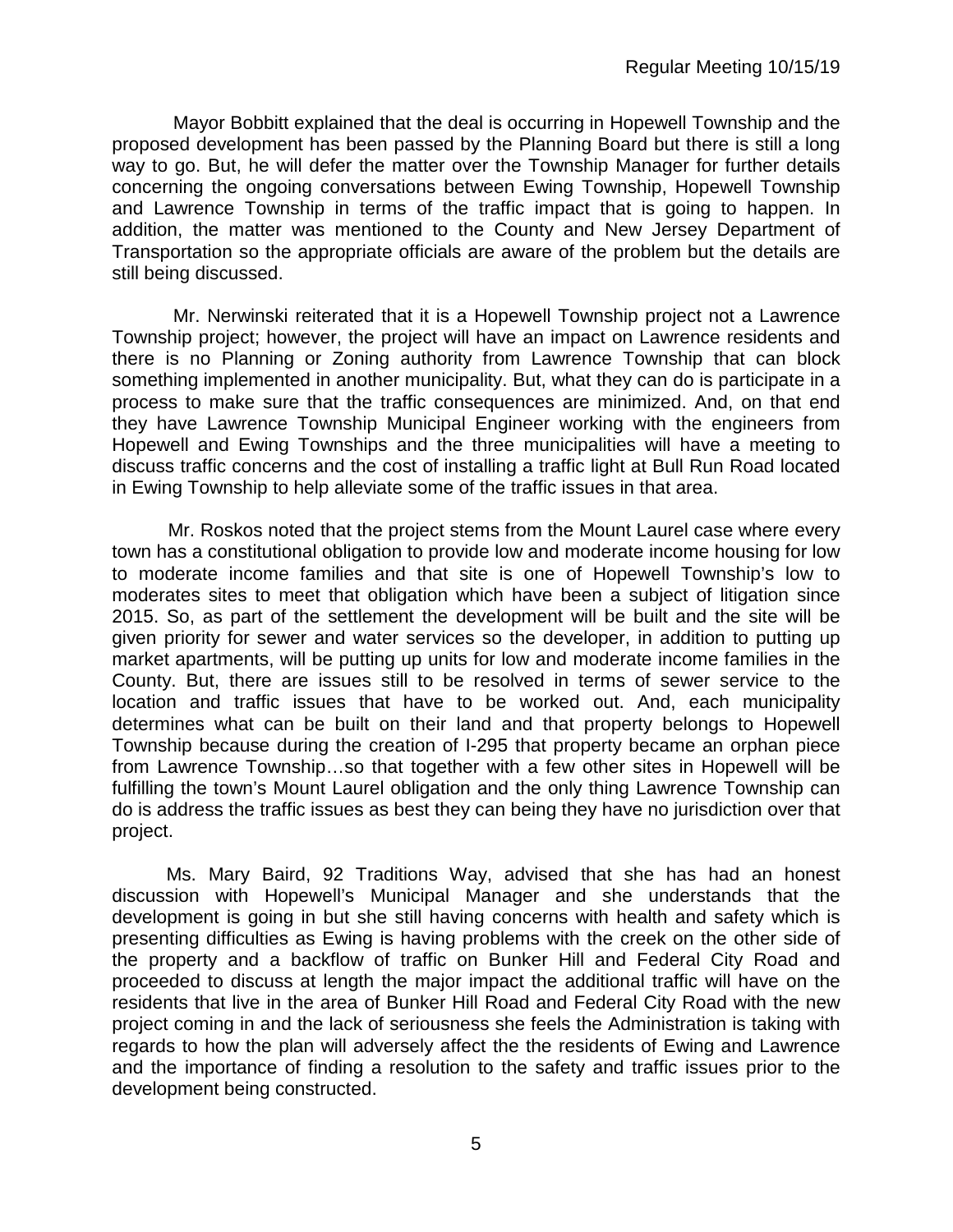Mayor Bobbitt explained that the deal is occurring in Hopewell Township and the proposed development has been passed by the Planning Board but there is still a long way to go. But, he will defer the matter over the Township Manager for further details concerning the ongoing conversations between Ewing Township, Hopewell Township and Lawrence Township in terms of the traffic impact that is going to happen. In addition, the matter was mentioned to the County and New Jersey Department of Transportation so the appropriate officials are aware of the problem but the details are still being discussed.

Mr. Nerwinski reiterated that it is a Hopewell Township project not a Lawrence Township project; however, the project will have an impact on Lawrence residents and there is no Planning or Zoning authority from Lawrence Township that can block something implemented in another municipality. But, what they can do is participate in a process to make sure that the traffic consequences are minimized. And, on that end they have Lawrence Township Municipal Engineer working with the engineers from Hopewell and Ewing Townships and the three municipalities will have a meeting to discuss traffic concerns and the cost of installing a traffic light at Bull Run Road located in Ewing Township to help alleviate some of the traffic issues in that area.

Mr. Roskos noted that the project stems from the Mount Laurel case where every town has a constitutional obligation to provide low and moderate income housing for low to moderate income families and that site is one of Hopewell Township's low to moderates sites to meet that obligation which have been a subject of litigation since 2015. So, as part of the settlement the development will be built and the site will be given priority for sewer and water services so the developer, in addition to putting up market apartments, will be putting up units for low and moderate income families in the County. But, there are issues still to be resolved in terms of sewer service to the location and traffic issues that have to be worked out. And, each municipality determines what can be built on their land and that property belongs to Hopewell Township because during the creation of I-295 that property became an orphan piece from Lawrence Township…so that together with a few other sites in Hopewell will be fulfilling the town's Mount Laurel obligation and the only thing Lawrence Township can do is address the traffic issues as best they can being they have no jurisdiction over that project.

Ms. Mary Baird, 92 Traditions Way, advised that she has had an honest discussion with Hopewell's Municipal Manager and she understands that the development is going in but she still having concerns with health and safety which is presenting difficulties as Ewing is having problems with the creek on the other side of the property and a backflow of traffic on Bunker Hill and Federal City Road and proceeded to discuss at length the major impact the additional traffic will have on the residents that live in the area of Bunker Hill Road and Federal City Road with the new project coming in and the lack of seriousness she feels the Administration is taking with regards to how the plan will adversely affect the the residents of Ewing and Lawrence and the importance of finding a resolution to the safety and traffic issues prior to the development being constructed.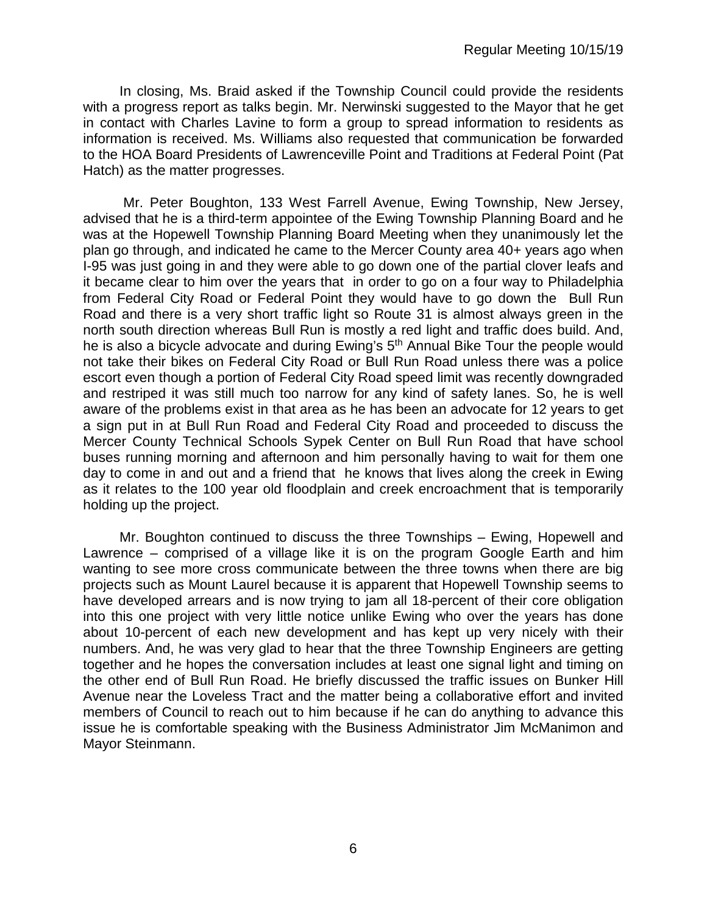In closing, Ms. Braid asked if the Township Council could provide the residents with a progress report as talks begin. Mr. Nerwinski suggested to the Mayor that he get in contact with Charles Lavine to form a group to spread information to residents as information is received. Ms. Williams also requested that communication be forwarded to the HOA Board Presidents of Lawrenceville Point and Traditions at Federal Point (Pat Hatch) as the matter progresses.

Mr. Peter Boughton, 133 West Farrell Avenue, Ewing Township, New Jersey, advised that he is a third-term appointee of the Ewing Township Planning Board and he was at the Hopewell Township Planning Board Meeting when they unanimously let the plan go through, and indicated he came to the Mercer County area 40+ years ago when I-95 was just going in and they were able to go down one of the partial clover leafs and it became clear to him over the years that in order to go on a four way to Philadelphia from Federal City Road or Federal Point they would have to go down the Bull Run Road and there is a very short traffic light so Route 31 is almost always green in the north south direction whereas Bull Run is mostly a red light and traffic does build. And, he is also a bicycle advocate and during Ewing's 5th Annual Bike Tour the people would not take their bikes on Federal City Road or Bull Run Road unless there was a police escort even though a portion of Federal City Road speed limit was recently downgraded and restriped it was still much too narrow for any kind of safety lanes. So, he is well aware of the problems exist in that area as he has been an advocate for 12 years to get a sign put in at Bull Run Road and Federal City Road and proceeded to discuss the Mercer County Technical Schools Sypek Center on Bull Run Road that have school buses running morning and afternoon and him personally having to wait for them one day to come in and out and a friend that he knows that lives along the creek in Ewing as it relates to the 100 year old floodplain and creek encroachment that is temporarily holding up the project.

Mr. Boughton continued to discuss the three Townships – Ewing, Hopewell and Lawrence – comprised of a village like it is on the program Google Earth and him wanting to see more cross communicate between the three towns when there are big projects such as Mount Laurel because it is apparent that Hopewell Township seems to have developed arrears and is now trying to jam all 18-percent of their core obligation into this one project with very little notice unlike Ewing who over the years has done about 10-percent of each new development and has kept up very nicely with their numbers. And, he was very glad to hear that the three Township Engineers are getting together and he hopes the conversation includes at least one signal light and timing on the other end of Bull Run Road. He briefly discussed the traffic issues on Bunker Hill Avenue near the Loveless Tract and the matter being a collaborative effort and invited members of Council to reach out to him because if he can do anything to advance this issue he is comfortable speaking with the Business Administrator Jim McManimon and Mayor Steinmann.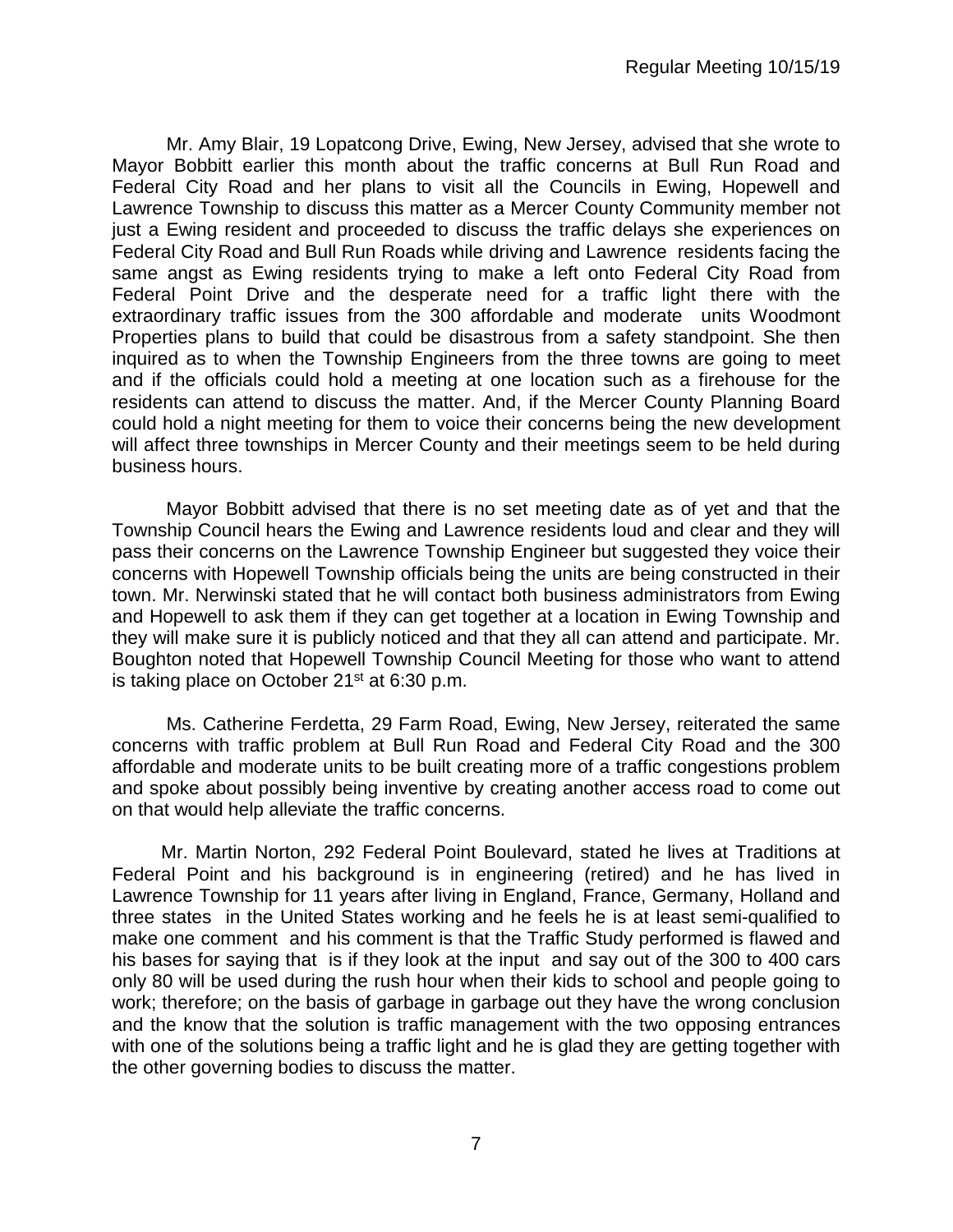Mr. Amy Blair, 19 Lopatcong Drive, Ewing, New Jersey, advised that she wrote to Mayor Bobbitt earlier this month about the traffic concerns at Bull Run Road and Federal City Road and her plans to visit all the Councils in Ewing, Hopewell and Lawrence Township to discuss this matter as a Mercer County Community member not just a Ewing resident and proceeded to discuss the traffic delays she experiences on Federal City Road and Bull Run Roads while driving and Lawrence residents facing the same angst as Ewing residents trying to make a left onto Federal City Road from Federal Point Drive and the desperate need for a traffic light there with the extraordinary traffic issues from the 300 affordable and moderate units Woodmont Properties plans to build that could be disastrous from a safety standpoint. She then inquired as to when the Township Engineers from the three towns are going to meet and if the officials could hold a meeting at one location such as a firehouse for the residents can attend to discuss the matter. And, if the Mercer County Planning Board could hold a night meeting for them to voice their concerns being the new development will affect three townships in Mercer County and their meetings seem to be held during business hours.

Mayor Bobbitt advised that there is no set meeting date as of yet and that the Township Council hears the Ewing and Lawrence residents loud and clear and they will pass their concerns on the Lawrence Township Engineer but suggested they voice their concerns with Hopewell Township officials being the units are being constructed in their town. Mr. Nerwinski stated that he will contact both business administrators from Ewing and Hopewell to ask them if they can get together at a location in Ewing Township and they will make sure it is publicly noticed and that they all can attend and participate. Mr. Boughton noted that Hopewell Township Council Meeting for those who want to attend is taking place on October 21st at 6:30 p.m.

Ms. Catherine Ferdetta, 29 Farm Road, Ewing, New Jersey, reiterated the same concerns with traffic problem at Bull Run Road and Federal City Road and the 300 affordable and moderate units to be built creating more of a traffic congestions problem and spoke about possibly being inventive by creating another access road to come out on that would help alleviate the traffic concerns.

Mr. Martin Norton, 292 Federal Point Boulevard, stated he lives at Traditions at Federal Point and his background is in engineering (retired) and he has lived in Lawrence Township for 11 years after living in England, France, Germany, Holland and three states in the United States working and he feels he is at least semi-qualified to make one comment and his comment is that the Traffic Study performed is flawed and his bases for saying that is if they look at the input and say out of the 300 to 400 cars only 80 will be used during the rush hour when their kids to school and people going to work; therefore; on the basis of garbage in garbage out they have the wrong conclusion and the know that the solution is traffic management with the two opposing entrances with one of the solutions being a traffic light and he is glad they are getting together with the other governing bodies to discuss the matter.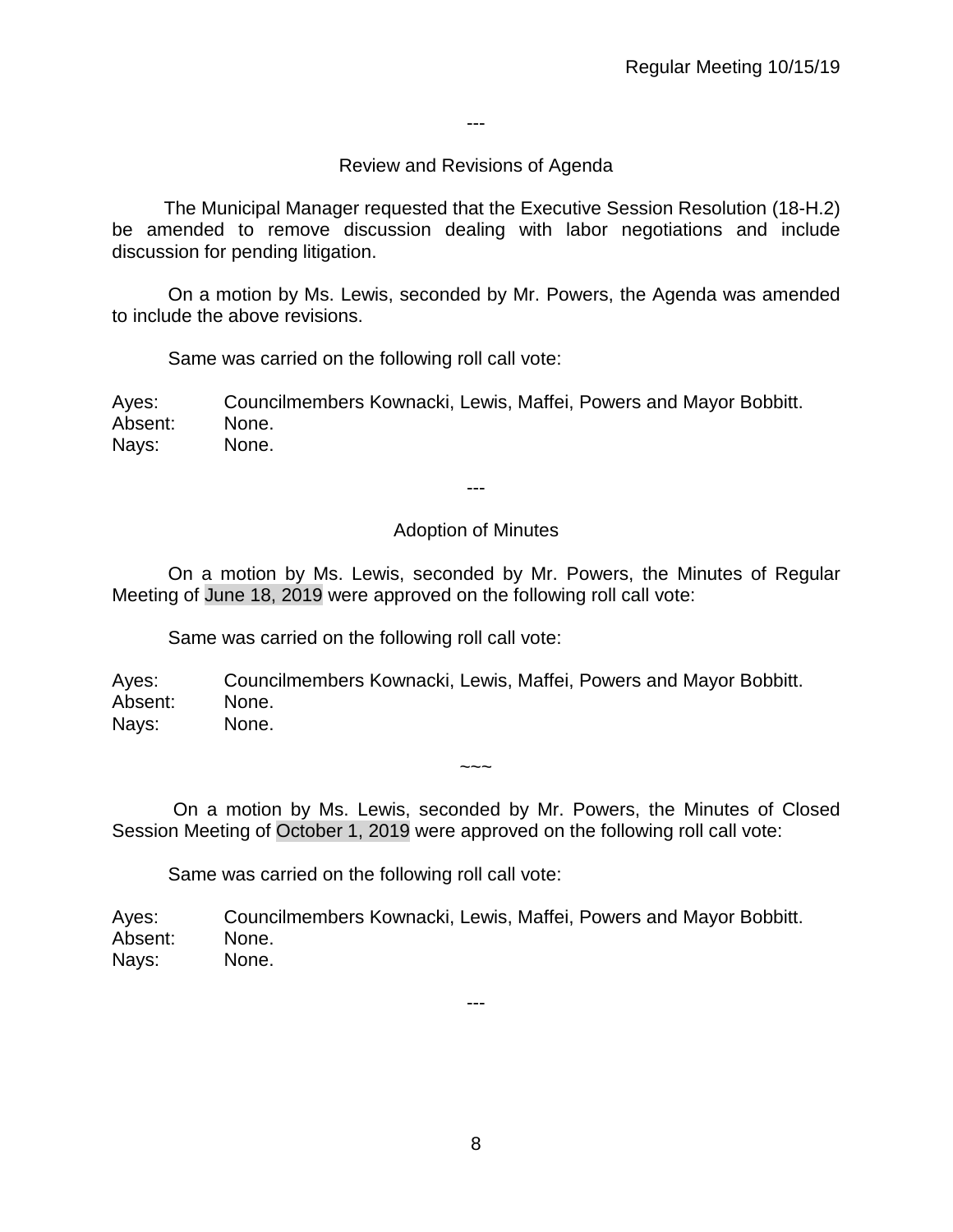---

## Review and Revisions of Agenda

The Municipal Manager requested that the Executive Session Resolution (18-H.2) be amended to remove discussion dealing with labor negotiations and include discussion for pending litigation.

On a motion by Ms. Lewis, seconded by Mr. Powers, the Agenda was amended to include the above revisions.

Same was carried on the following roll call vote:

Ayes: Councilmembers Kownacki, Lewis, Maffei, Powers and Mayor Bobbitt.
Absent: None.
Nays: None.

---

## Adoption of Minutes

On a motion by Ms. Lewis, seconded by Mr. Powers, the Minutes of Regular Meeting of June 18, 2019 were approved on the following roll call vote:

Same was carried on the following roll call vote:

Ayes: Councilmembers Kownacki, Lewis, Maffei, Powers and Mayor Bobbitt.
Absent: None.
Nays: None.

~~~

On a motion by Ms. Lewis, seconded by Mr. Powers, the Minutes of Closed Session Meeting of October 1, 2019 were approved on the following roll call vote:

Same was carried on the following roll call vote:

Ayes: Councilmembers Kownacki, Lewis, Maffei, Powers and Mayor Bobbitt.
Absent: None.
Nays: None.

---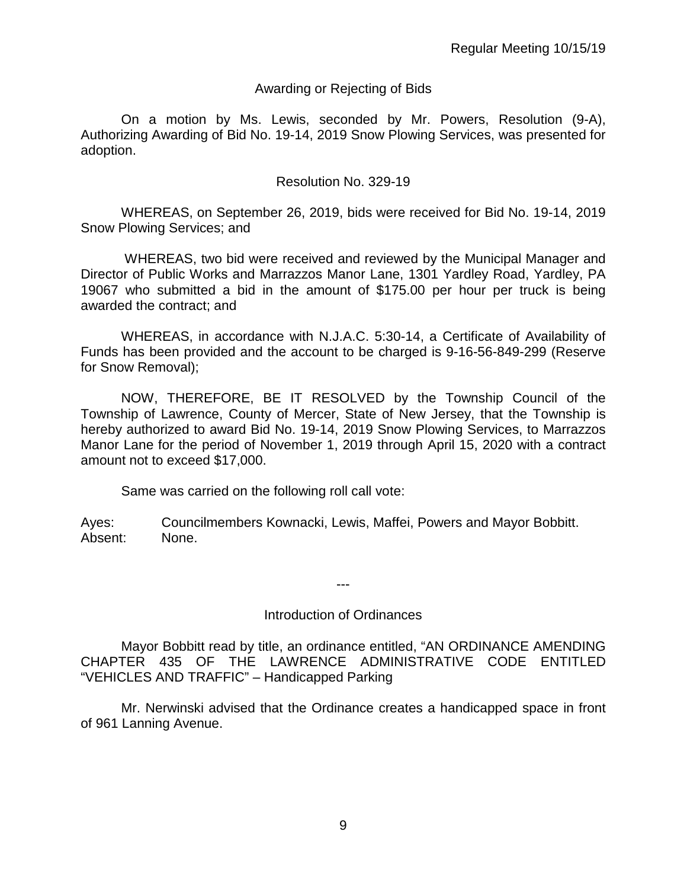## Awarding or Rejecting of Bids

On a motion by Ms. Lewis, seconded by Mr. Powers, Resolution (9-A), Authorizing Awarding of Bid No. 19-14, 2019 Snow Plowing Services, was presented for adoption.

### Resolution No. 329-19

WHEREAS, on September 26, 2019, bids were received for Bid No. 19-14, 2019 Snow Plowing Services; and

WHEREAS, two bid were received and reviewed by the Municipal Manager and Director of Public Works and Marrazzos Manor Lane, 1301 Yardley Road, Yardley, PA 19067 who submitted a bid in the amount of $175.00 per hour per truck is being awarded the contract; and

WHEREAS, in accordance with N.J.A.C. 5:30-14, a Certificate of Availability of Funds has been provided and the account to be charged is 9-16-56-849-299 (Reserve for Snow Removal);

NOW, THEREFORE, BE IT RESOLVED by the Township Council of the Township of Lawrence, County of Mercer, State of New Jersey, that the Township is hereby authorized to award Bid No. 19-14, 2019 Snow Plowing Services, to Marrazzos Manor Lane for the period of November 1, 2019 through April 15, 2020 with a contract amount not to exceed $17,000.

Same was carried on the following roll call vote:

Ayes: Councilmembers Kownacki, Lewis, Maffei, Powers and Mayor Bobbitt.
Absent: None.

---

## Introduction of Ordinances

Mayor Bobbitt read by title, an ordinance entitled, "AN ORDINANCE AMENDING CHAPTER 435 OF THE LAWRENCE ADMINISTRATIVE CODE ENTITLED "VEHICLES AND TRAFFIC" – Handicapped Parking

Mr. Nerwinski advised that the Ordinance creates a handicapped space in front of 961 Lanning Avenue.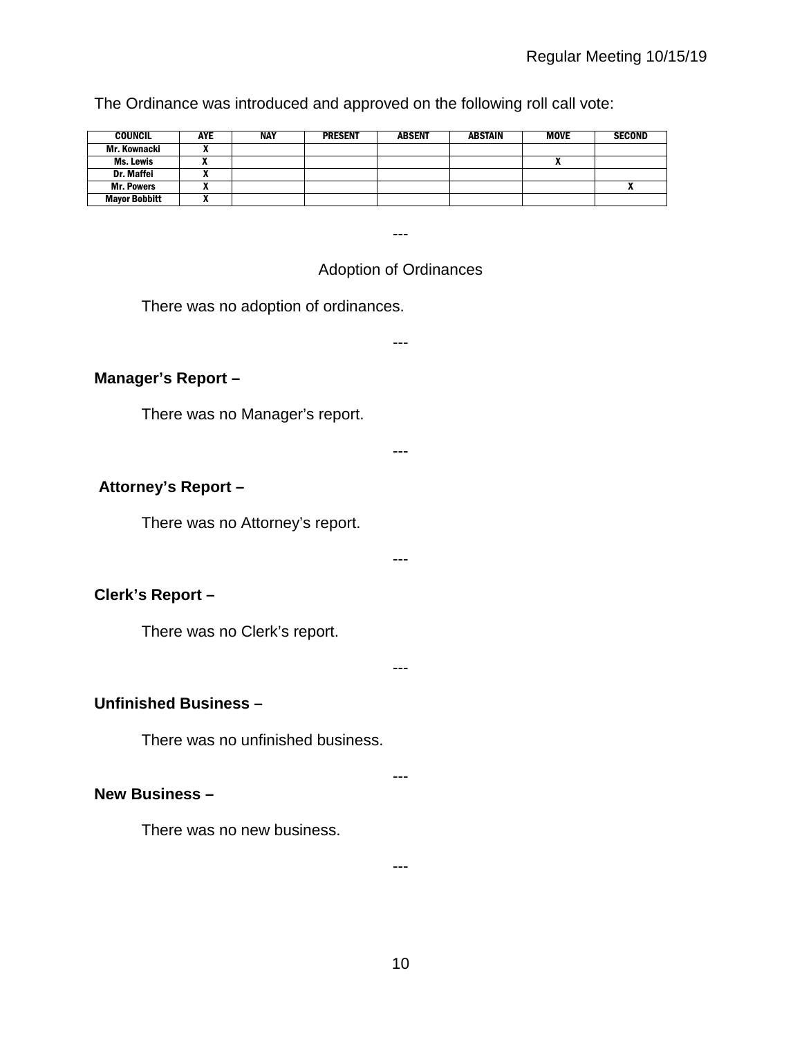The Ordinance was introduced and approved on the following roll call vote:

| COUNCIL | AYE | NAY | PRESENT | ABSENT | ABSTAIN | MOVE | SECOND |
|---|---|---|---|---|---|---|---|
| Mr. Kownacki | X | | | | | | |
| Ms. Lewis | X | | | | | X | |
| Dr. Maffei | X | | | | | | |
| Mr. Powers | X | | | | | | X |
| Mayor Bobbitt | X | | | | | | |

---

Adoption of Ordinances

There was no adoption of ordinances.

---

**Manager's Report –**

There was no Manager's report.

---

**Attorney's Report –**

There was no Attorney's report.

---

**Clerk's Report –**

There was no Clerk's report.

---

**Unfinished Business –**

There was no unfinished business.

---

**New Business –**

There was no new business.

---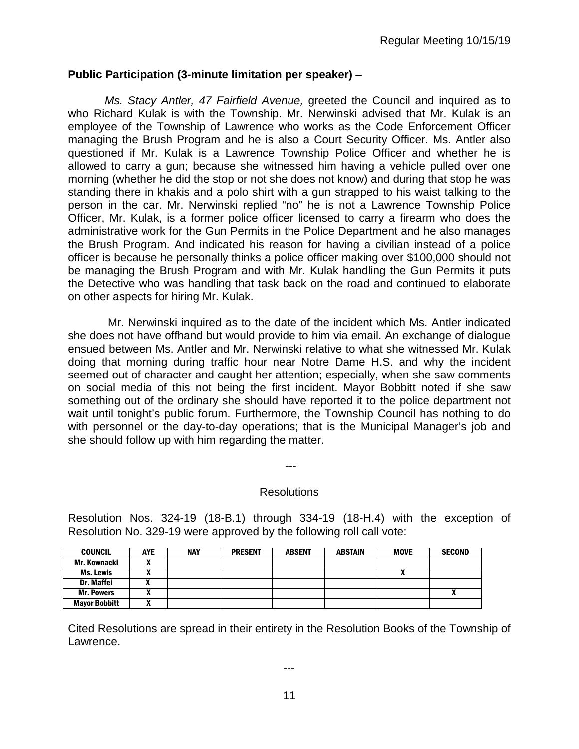**Public Participation (3-minute limitation per speaker)** –

*Ms. Stacy Antler, 47 Fairfield Avenue,* greeted the Council and inquired as to who Richard Kulak is with the Township. Mr. Nerwinski advised that Mr. Kulak is an employee of the Township of Lawrence who works as the Code Enforcement Officer managing the Brush Program and he is also a Court Security Officer. Ms. Antler also questioned if Mr. Kulak is a Lawrence Township Police Officer and whether he is allowed to carry a gun; because she witnessed him having a vehicle pulled over one morning (whether he did the stop or not she does not know) and during that stop he was standing there in khakis and a polo shirt with a gun strapped to his waist talking to the person in the car. Mr. Nerwinski replied "no" he is not a Lawrence Township Police Officer, Mr. Kulak, is a former police officer licensed to carry a firearm who does the administrative work for the Gun Permits in the Police Department and he also manages the Brush Program. And indicated his reason for having a civilian instead of a police officer is because he personally thinks a police officer making over $100,000 should not be managing the Brush Program and with Mr. Kulak handling the Gun Permits it puts the Detective who was handling that task back on the road and continued to elaborate on other aspects for hiring Mr. Kulak.

Mr. Nerwinski inquired as to the date of the incident which Ms. Antler indicated she does not have offhand but would provide to him via email. An exchange of dialogue ensued between Ms. Antler and Mr. Nerwinski relative to what she witnessed Mr. Kulak doing that morning during traffic hour near Notre Dame H.S. and why the incident seemed out of character and caught her attention; especially, when she saw comments on social media of this not being the first incident. Mayor Bobbitt noted if she saw something out of the ordinary she should have reported it to the police department not wait until tonight's public forum. Furthermore, the Township Council has nothing to do with personnel or the day-to-day operations; that is the Municipal Manager's job and she should follow up with him regarding the matter.

---

Resolutions

Resolution Nos. 324-19 (18-B.1) through 334-19 (18-H.4) with the exception of Resolution No. 329-19 were approved by the following roll call vote:

| COUNCIL | AYE | NAY | PRESENT | ABSENT | ABSTAIN | MOVE | SECOND |
|---|---|---|---|---|---|---|---|
| Mr. Kownacki | X | | | | | | |
| Ms. Lewis | X | | | | | X | |
| Dr. Maffei | X | | | | | | |
| Mr. Powers | X | | | | | | X |
| Mayor Bobbitt | X | | | | | | |

Cited Resolutions are spread in their entirety in the Resolution Books of the Township of Lawrence.

---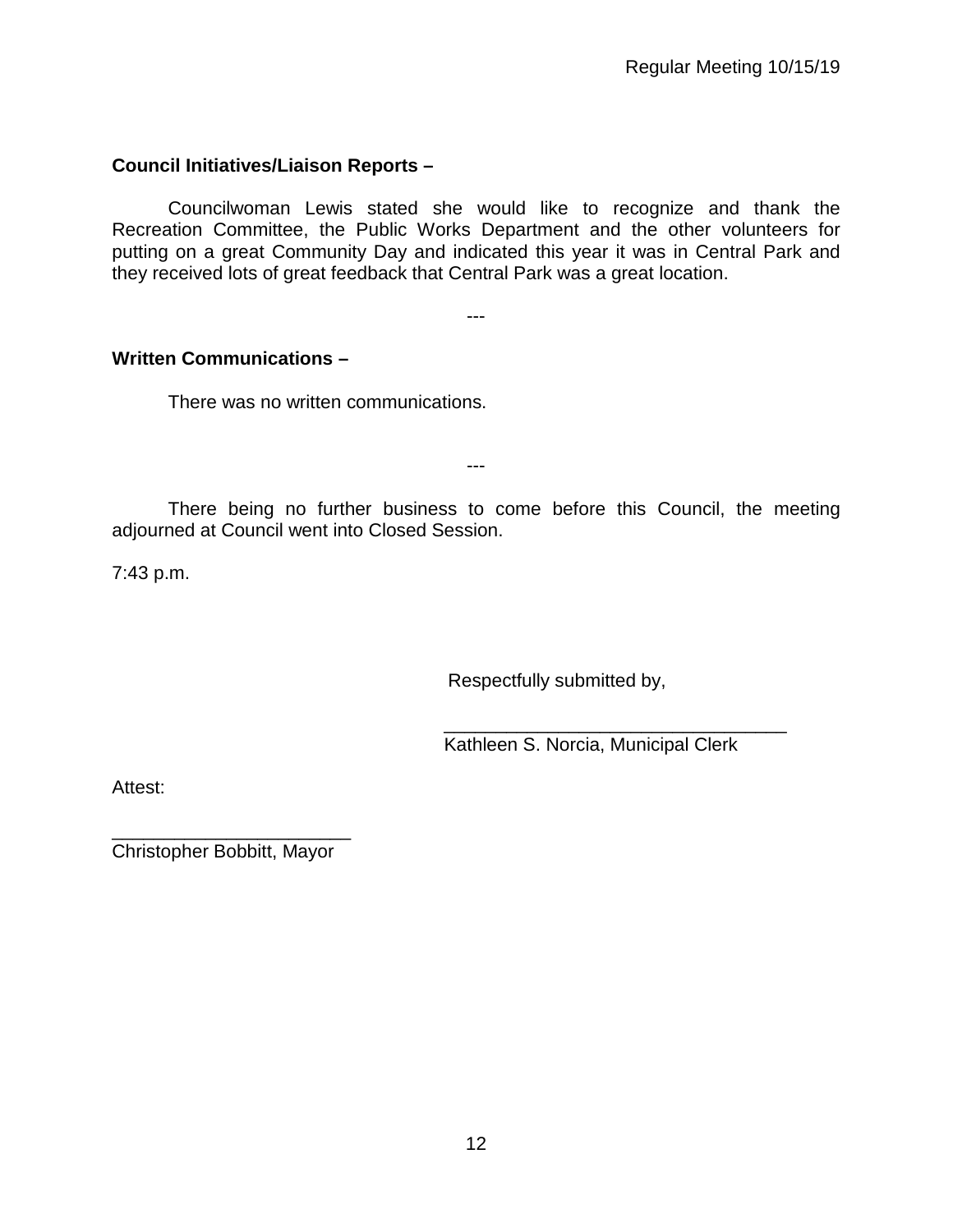**Council Initiatives/Liaison Reports –**

Councilwoman Lewis stated she would like to recognize and thank the Recreation Committee, the Public Works Department and the other volunteers for putting on a great Community Day and indicated this year it was in Central Park and they received lots of great feedback that Central Park was a great location.

---

**Written Communications –**

There was no written communications.

---

There being no further business to come before this Council, the meeting adjourned at Council went into Closed Session.

7:43 p.m.

Respectfully submitted by,

_________________________________
Kathleen S. Norcia, Municipal Clerk

Attest:

_______________________
Christopher Bobbitt, Mayor